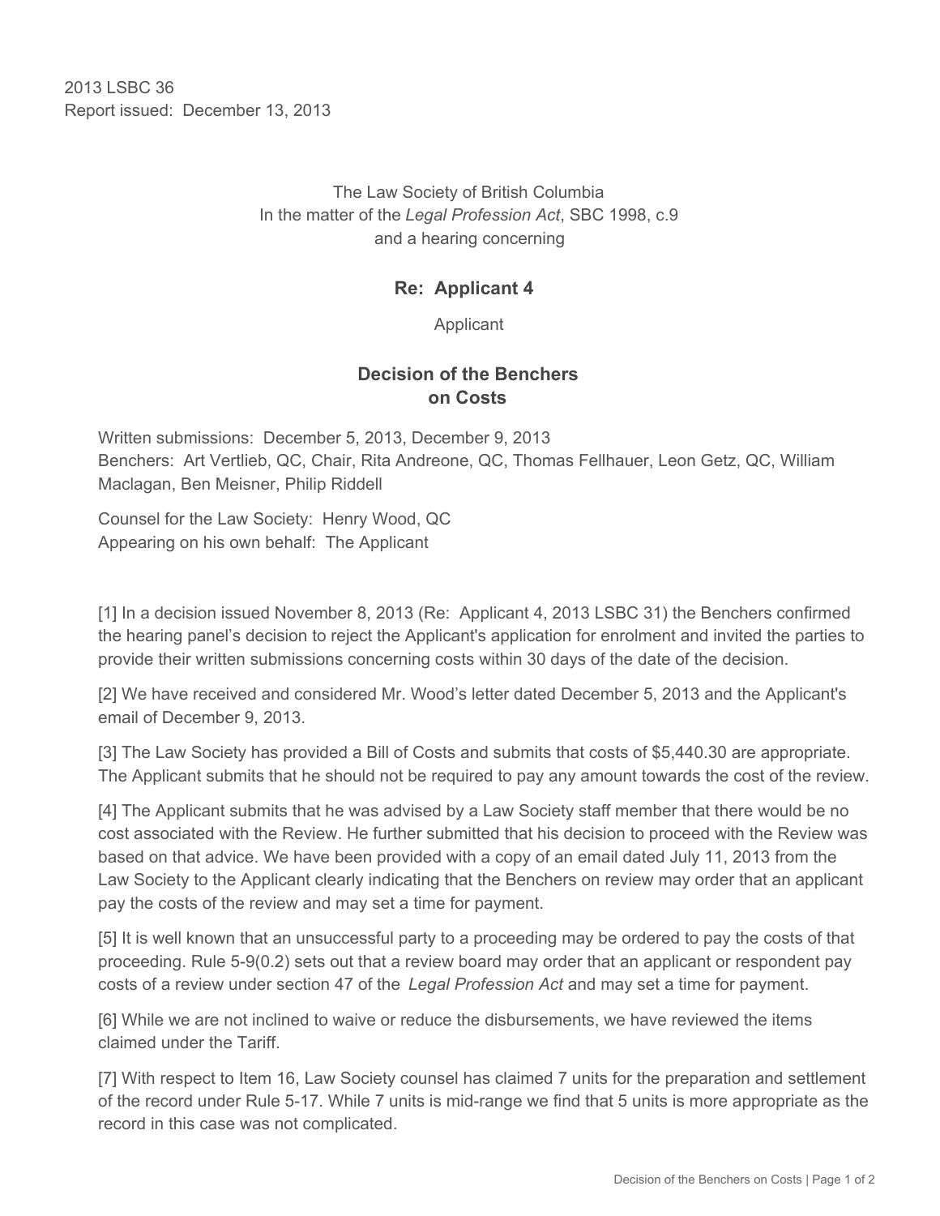2013 LSBC 36
Report issued: December 13, 2013

The Law Society of British Columbia
In the matter of the *Legal Profession Act*, SBC 1998, c.9
and a hearing concerning

## Re: Applicant 4

Applicant

## Decision of the Benchers on Costs

Written submissions: December 5, 2013, December 9, 2013
Benchers: Art Vertlieb, QC, Chair, Rita Andreone, QC, Thomas Fellhauer, Leon Getz, QC, William Maclagan, Ben Meisner, Philip Riddell

Counsel for the Law Society: Henry Wood, QC
Appearing on his own behalf: The Applicant

[1] In a decision issued November 8, 2013 (Re: Applicant 4, 2013 LSBC 31) the Benchers confirmed the hearing panel's decision to reject the Applicant's application for enrolment and invited the parties to provide their written submissions concerning costs within 30 days of the date of the decision.

[2] We have received and considered Mr. Wood's letter dated December 5, 2013 and the Applicant's email of December 9, 2013.

[3] The Law Society has provided a Bill of Costs and submits that costs of $5,440.30 are appropriate. The Applicant submits that he should not be required to pay any amount towards the cost of the review.

[4] The Applicant submits that he was advised by a Law Society staff member that there would be no cost associated with the Review. He further submitted that his decision to proceed with the Review was based on that advice. We have been provided with a copy of an email dated July 11, 2013 from the Law Society to the Applicant clearly indicating that the Benchers on review may order that an applicant pay the costs of the review and may set a time for payment.

[5] It is well known that an unsuccessful party to a proceeding may be ordered to pay the costs of that proceeding. Rule 5-9(0.2) sets out that a review board may order that an applicant or respondent pay costs of a review under section 47 of the *Legal Profession Act* and may set a time for payment.

[6] While we are not inclined to waive or reduce the disbursements, we have reviewed the items claimed under the Tariff.

[7] With respect to Item 16, Law Society counsel has claimed 7 units for the preparation and settlement of the record under Rule 5-17. While 7 units is mid-range we find that 5 units is more appropriate as the record in this case was not complicated.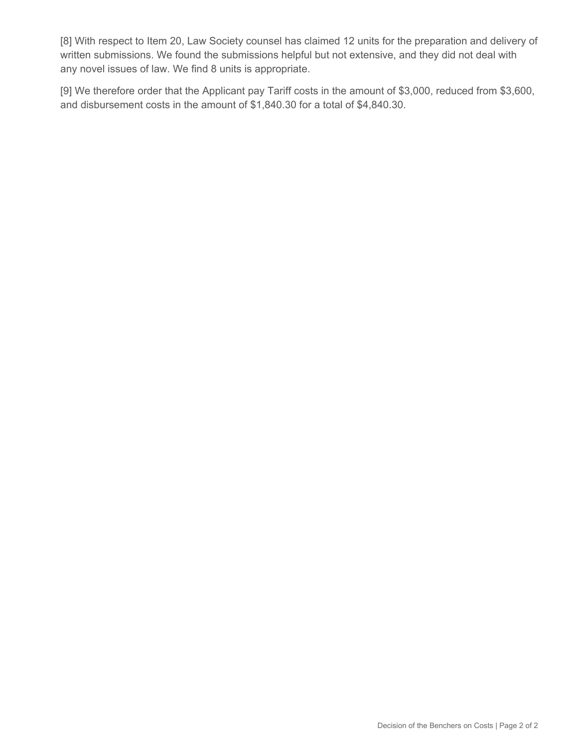[8] With respect to Item 20, Law Society counsel has claimed 12 units for the preparation and delivery of written submissions. We found the submissions helpful but not extensive, and they did not deal with any novel issues of law. We find 8 units is appropriate.

[9] We therefore order that the Applicant pay Tariff costs in the amount of $3,000, reduced from $3,600, and disbursement costs in the amount of $1,840.30 for a total of $4,840.30.